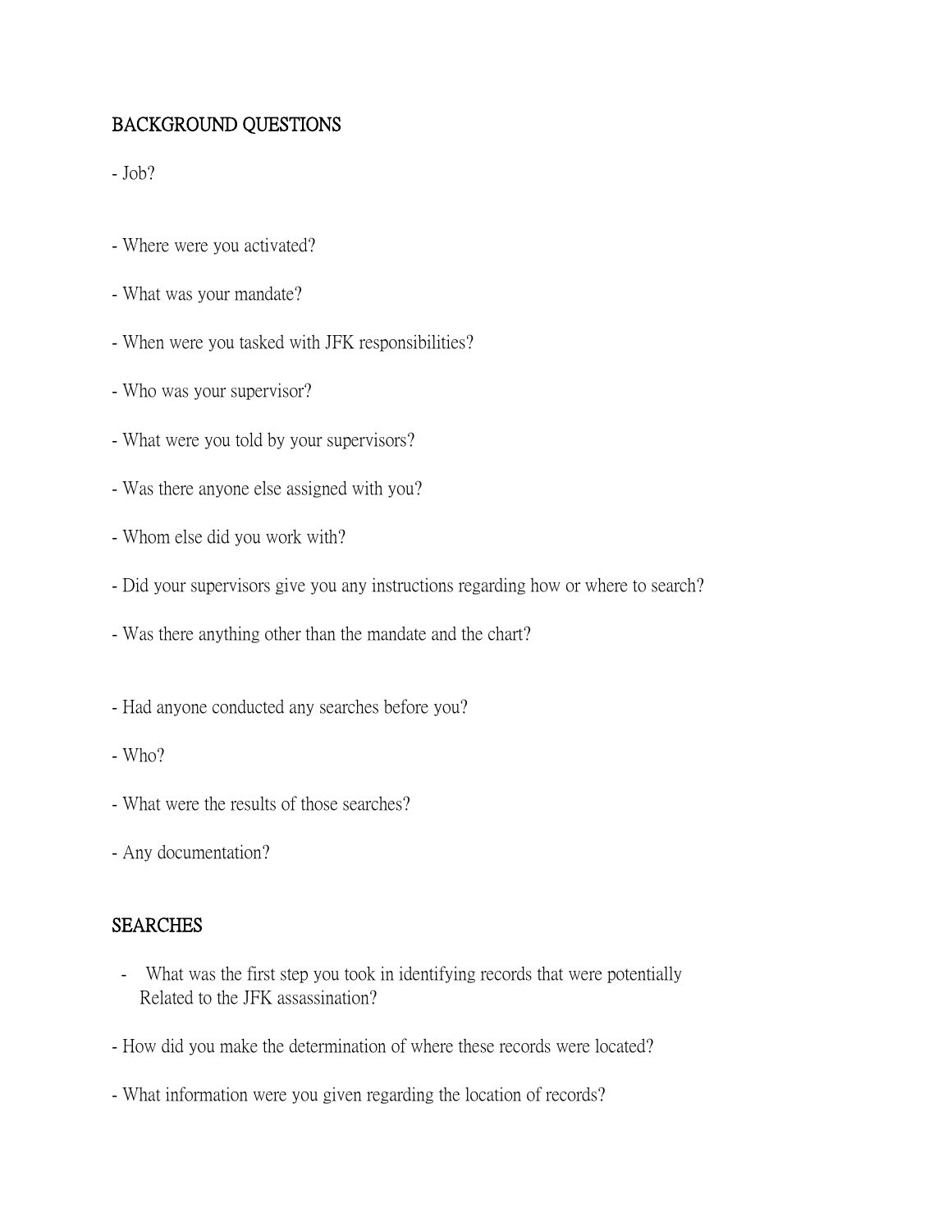## BACKGROUND QUESTIONS

- Job?

- Where were you activated?

- What was your mandate?

- When were you tasked with JFK responsibilities?

- Who was your supervisor?

- What were you told by your supervisors?

- Was there anyone else assigned with you?

- Whom else did you work with?

- Did your supervisors give you any instructions regarding how or where to search?

- Was there anything other than the mandate and the chart?

- Had anyone conducted any searches before you?

- Who?

- What were the results of those searches?

- Any documentation?

## SEARCHES

- What was the first step you took in identifying records that were potentially Related to the JFK assassination?

- How did you make the determination of where these records were located?

- What information were you given regarding the location of records?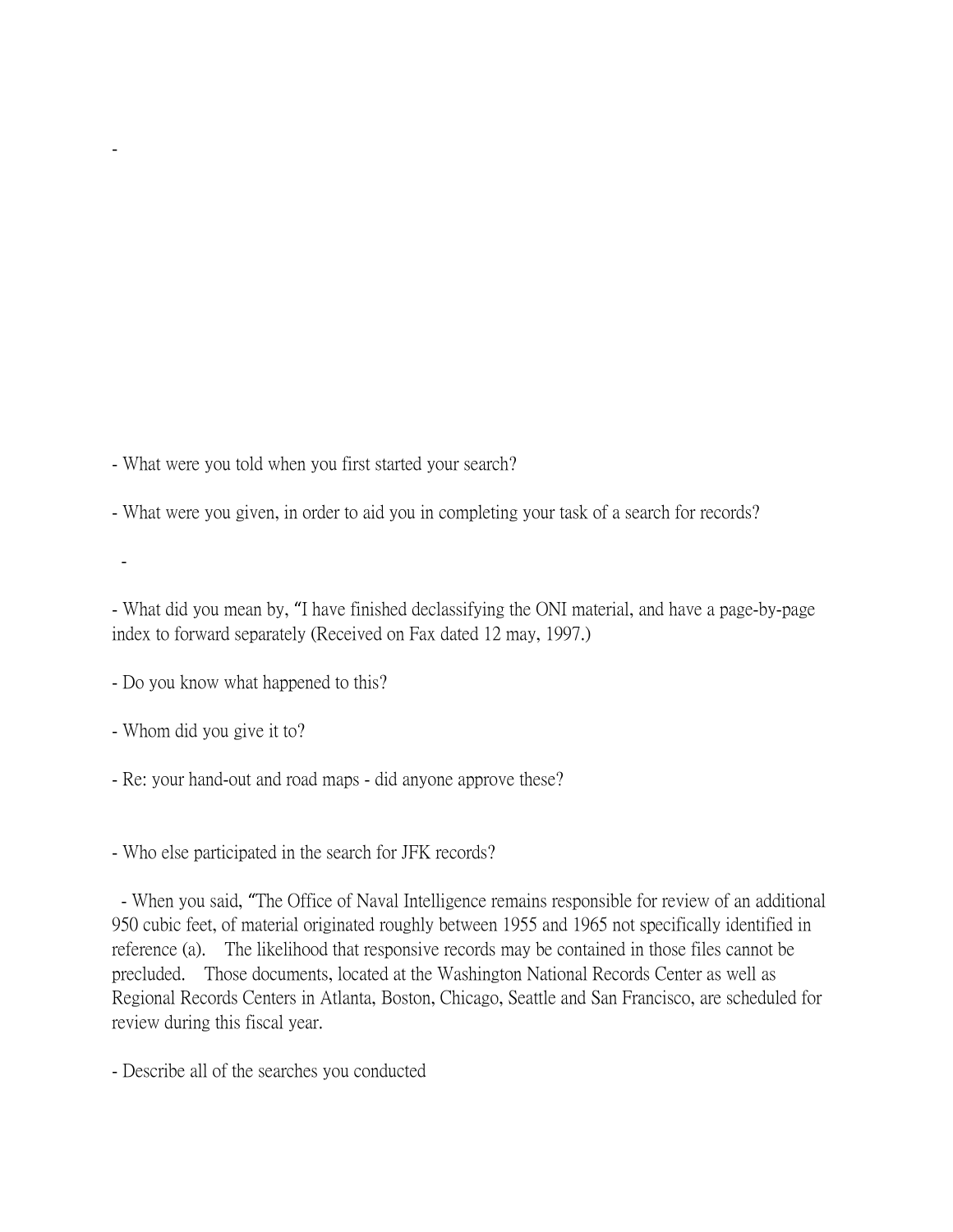-

- What were you told when you first started your search?

- What were you given, in order to aid you in completing your task of a search for records?

-

- What did you mean by, "I have finished declassifying the ONI material, and have a page-by-page index to forward separately (Received on Fax dated 12 may, 1997.)

- Do you know what happened to this?

- Whom did you give it to?

- Re: your hand-out and road maps - did anyone approve these?

- Who else participated in the search for JFK records?

- When you said, "The Office of Naval Intelligence remains responsible for review of an additional 950 cubic feet, of material originated roughly between 1955 and 1965 not specifically identified in reference (a). The likelihood that responsive records may be contained in those files cannot be precluded. Those documents, located at the Washington National Records Center as well as Regional Records Centers in Atlanta, Boston, Chicago, Seattle and San Francisco, are scheduled for review during this fiscal year.

- Describe all of the searches you conducted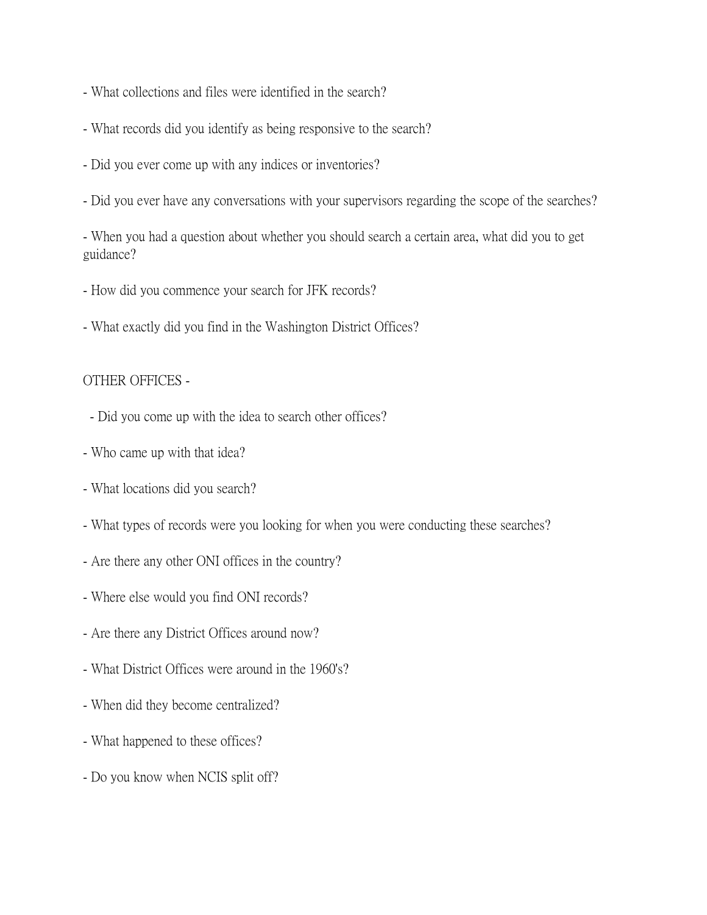- What collections and files were identified in the search?

- What records did you identify as being responsive to the search?

- Did you ever come up with any indices or inventories?

- Did you ever have any conversations with your supervisors regarding the scope of the searches?

- When you had a question about whether you should search a certain area, what did you to get guidance?

- How did you commence your search for JFK records?

- What exactly did you find in the Washington District Offices?

OTHER OFFICES -

- Did you come up with the idea to search other offices?

- Who came up with that idea?

- What locations did you search?

- What types of records were you looking for when you were conducting these searches?

- Are there any other ONI offices in the country?

- Where else would you find ONI records?

- Are there any District Offices around now?

- What District Offices were around in the 1960's?

- When did they become centralized?

- What happened to these offices?

- Do you know when NCIS split off?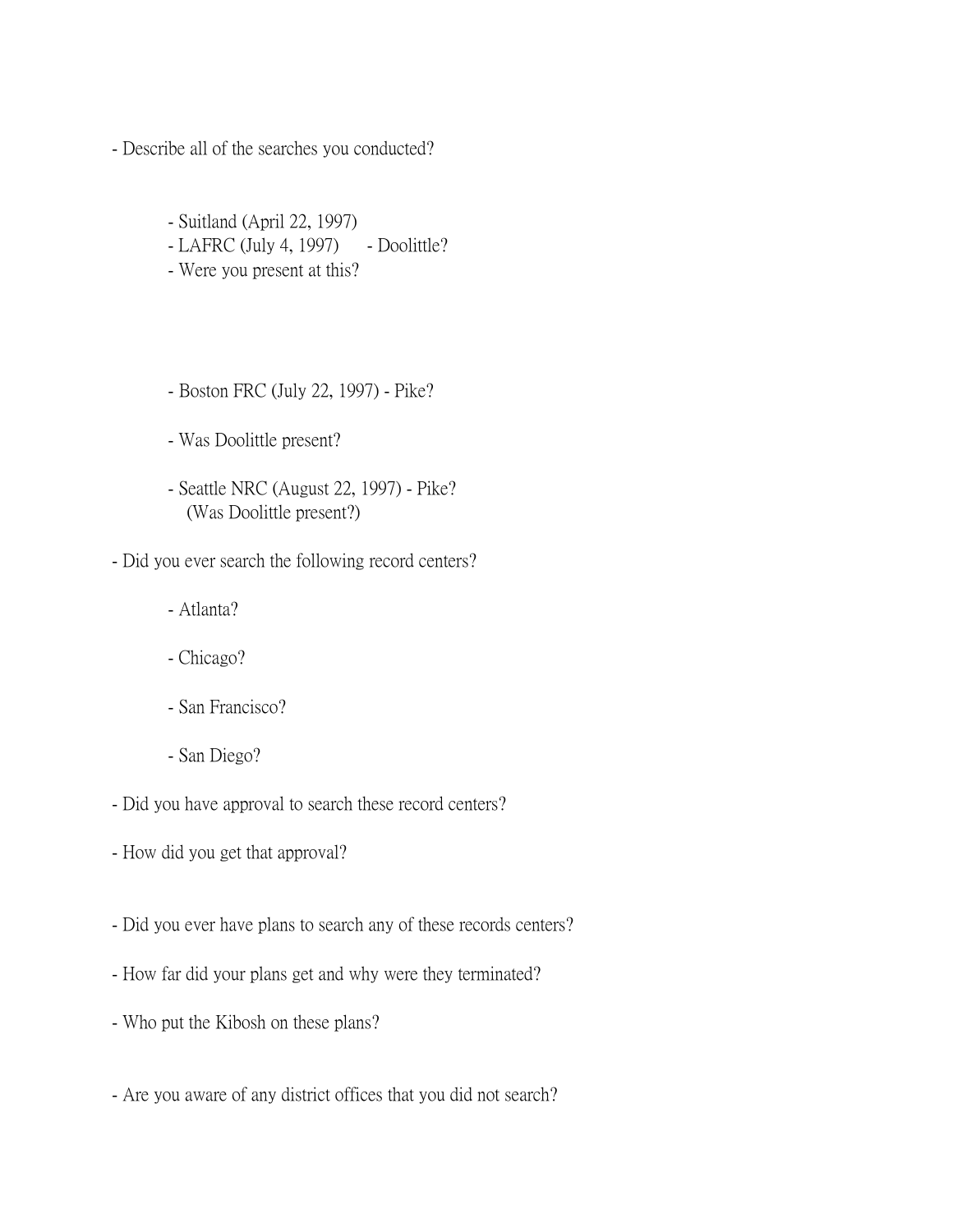- Describe all of the searches you conducted?

    - Suitland (April 22, 1997)
    - LAFRC (July 4, 1997)      - Doolittle?
    - Were you present at this?

    - Boston FRC (July 22, 1997) - Pike?

    - Was Doolittle present?

    - Seattle NRC (August 22, 1997) - Pike?
      (Was Doolittle present?)

- Did you ever search the following record centers?

    - Atlanta?

    - Chicago?

    - San Francisco?

    - San Diego?

- Did you have approval to search these record centers?

- How did you get that approval?

- Did you ever have plans to search any of these records centers?

- How far did your plans get and why were they terminated?

- Who put the Kibosh on these plans?

- Are you aware of any district offices that you did not search?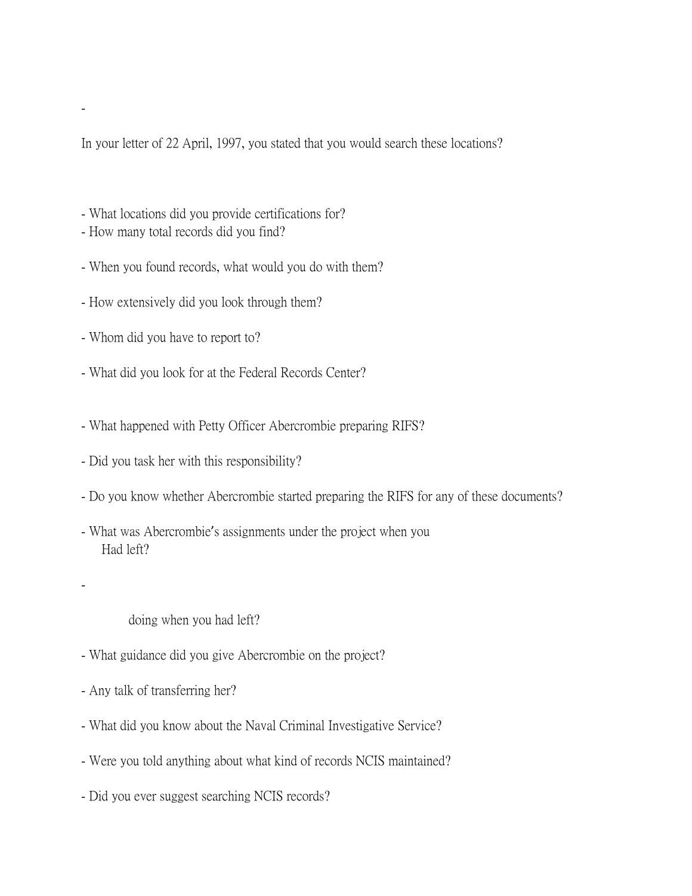-

In your letter of 22 April, 1997, you stated that you would search these locations?

- What locations did you provide certifications for?
- How many total records did you find?

- When you found records, what would you do with them?

- How extensively did you look through them?

- Whom did you have to report to?

- What did you look for at the Federal Records Center?

- What happened with Petty Officer Abercrombie preparing RIFS?

- Did you task her with this responsibility?

- Do you know whether Abercrombie started preparing the RIFS for any of these documents?

- What was Abercrombie's assignments under the project when you
  Had left?

-

  doing when you had left?

- What guidance did you give Abercrombie on the project?

- Any talk of transferring her?

- What did you know about the Naval Criminal Investigative Service?

- Were you told anything about what kind of records NCIS maintained?

- Did you ever suggest searching NCIS records?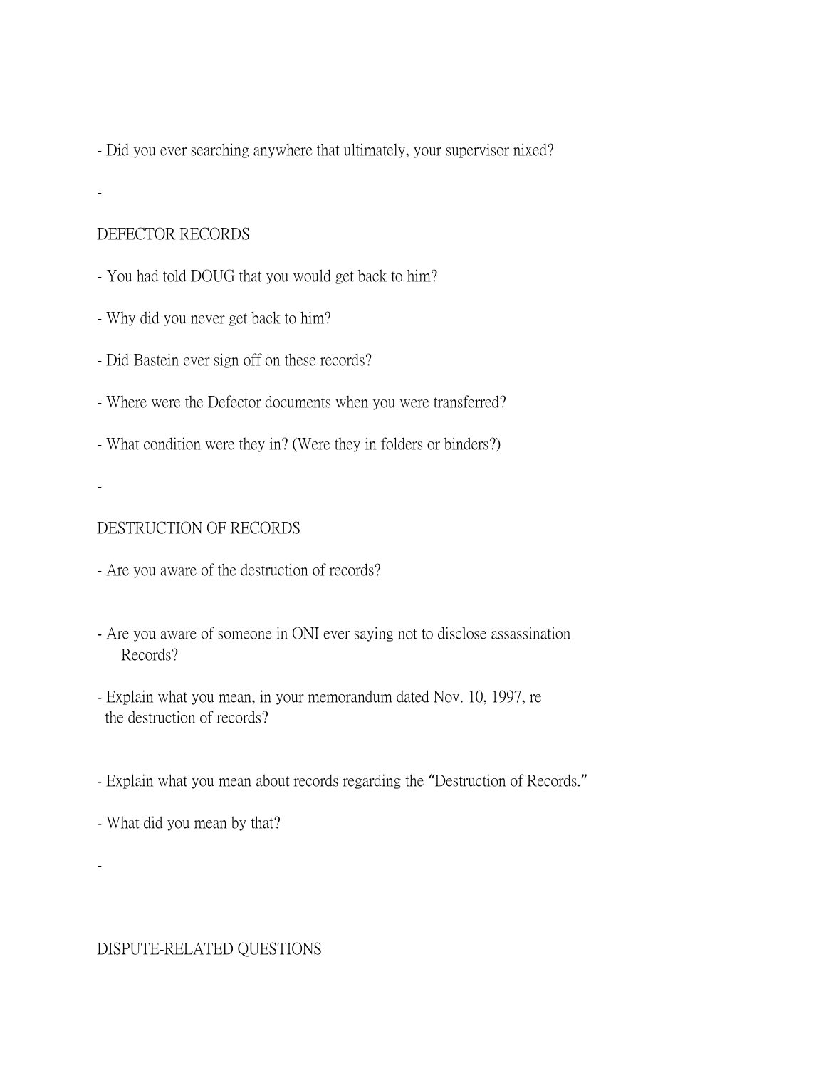- Did you ever searching anywhere that ultimately, your supervisor nixed?

-

DEFECTOR RECORDS

- You had told DOUG that you would get back to him?

- Why did you never get back to him?

- Did Bastein ever sign off on these records?

- Where were the Defector documents when you were transferred?

- What condition were they in? (Were they in folders or binders?)

-

DESTRUCTION OF RECORDS

- Are you aware of the destruction of records?

- Are you aware of someone in ONI ever saying not to disclose assassination Records?

- Explain what you mean, in your memorandum dated Nov. 10, 1997, re the destruction of records?

- Explain what you mean about records regarding the "Destruction of Records."

- What did you mean by that?

-

DISPUTE-RELATED QUESTIONS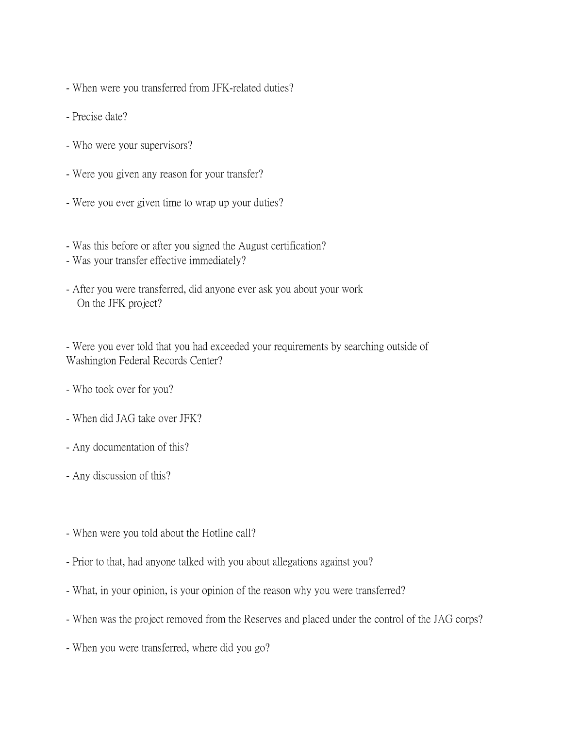- When were you transferred from JFK-related duties?

- Precise date?

- Who were your supervisors?

- Were you given any reason for your transfer?

- Were you ever given time to wrap up your duties?

- Was this before or after you signed the August certification?
- Was your transfer effective immediately?

- After you were transferred, did anyone ever ask you about your work
  On the JFK project?

- Were you ever told that you had exceeded your requirements by searching outside of Washington Federal Records Center?

- Who took over for you?

- When did JAG take over JFK?

- Any documentation of this?

- Any discussion of this?

- When were you told about the Hotline call?

- Prior to that, had anyone talked with you about allegations against you?

- What, in your opinion, is your opinion of the reason why you were transferred?

- When was the project removed from the Reserves and placed under the control of the JAG corps?

- When you were transferred, where did you go?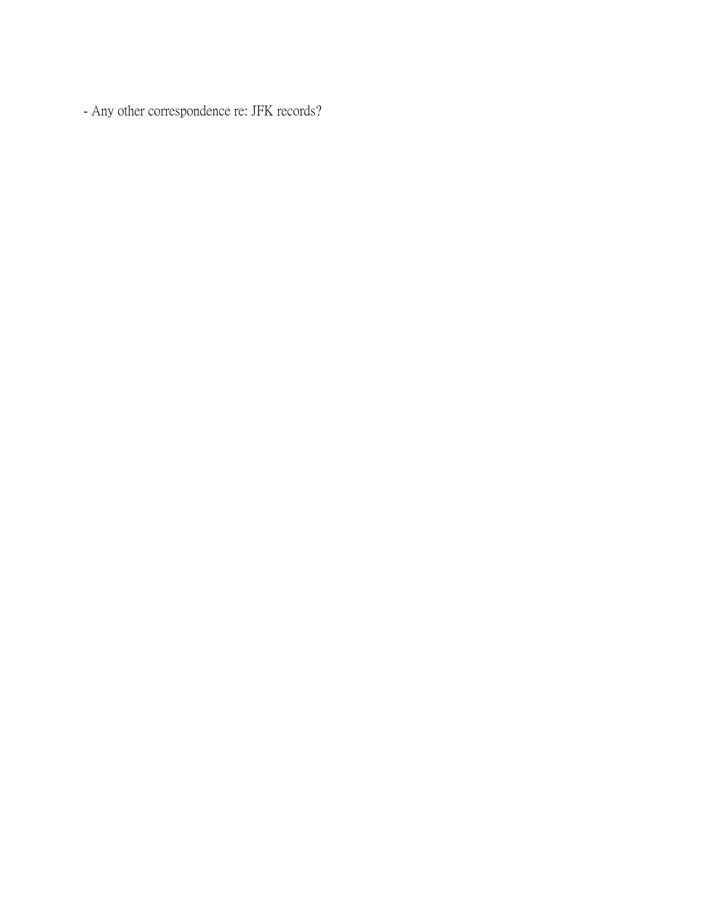- Any other correspondence re: JFK records?